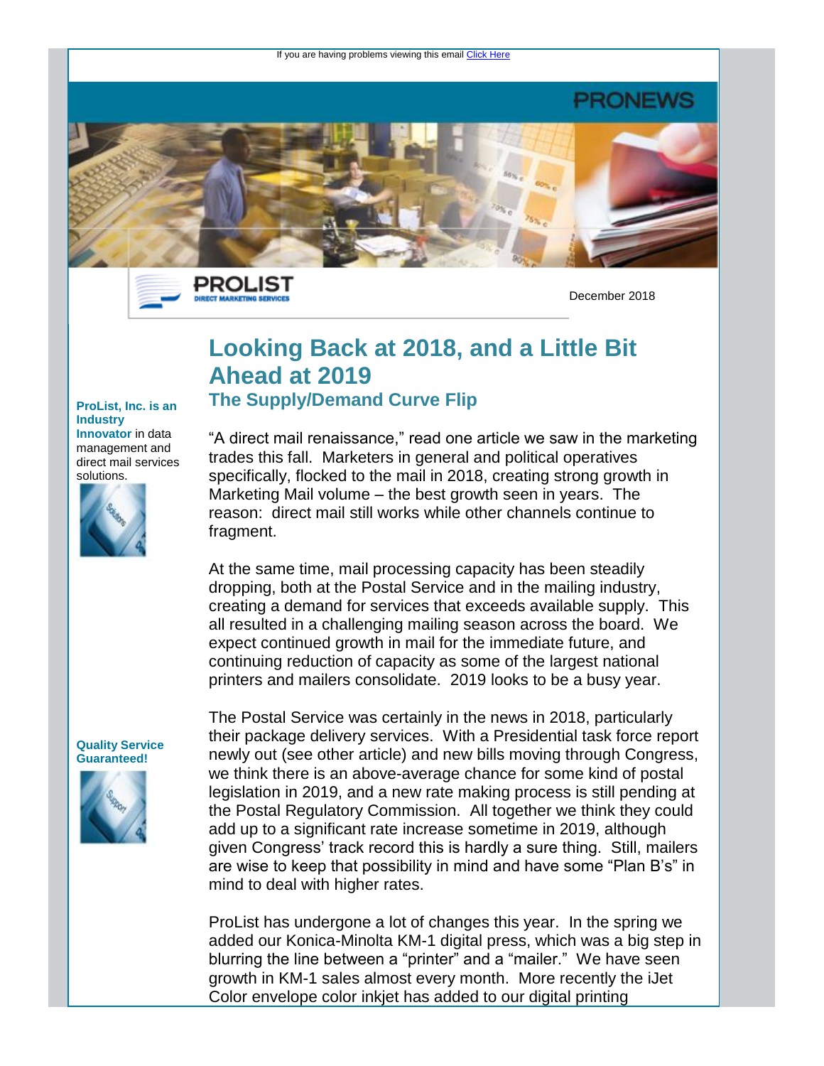If you are having problems viewing this email Click Here

PRONEWS

PROLIST
DIRECT MARKETING SERVICES

December 2018

**ProList, Inc. is an Industry Innovator** in data management and direct mail services solutions.

**Quality Service Guaranteed!**

# Looking Back at 2018, and a Little Bit Ahead at 2019

## The Supply/Demand Curve Flip

"A direct mail renaissance," read one article we saw in the marketing trades this fall. Marketers in general and political operatives specifically, flocked to the mail in 2018, creating strong growth in Marketing Mail volume – the best growth seen in years. The reason: direct mail still works while other channels continue to fragment.

At the same time, mail processing capacity has been steadily dropping, both at the Postal Service and in the mailing industry, creating a demand for services that exceeds available supply. This all resulted in a challenging mailing season across the board. We expect continued growth in mail for the immediate future, and continuing reduction of capacity as some of the largest national printers and mailers consolidate. 2019 looks to be a busy year.

The Postal Service was certainly in the news in 2018, particularly their package delivery services. With a Presidential task force report newly out (see other article) and new bills moving through Congress, we think there is an above-average chance for some kind of postal legislation in 2019, and a new rate making process is still pending at the Postal Regulatory Commission. All together we think they could add up to a significant rate increase sometime in 2019, although given Congress' track record this is hardly a sure thing. Still, mailers are wise to keep that possibility in mind and have some "Plan B's" in mind to deal with higher rates.

ProList has undergone a lot of changes this year. In the spring we added our Konica-Minolta KM-1 digital press, which was a big step in blurring the line between a "printer" and a "mailer." We have seen growth in KM-1 sales almost every month. More recently the iJet Color envelope color inkjet has added to our digital printing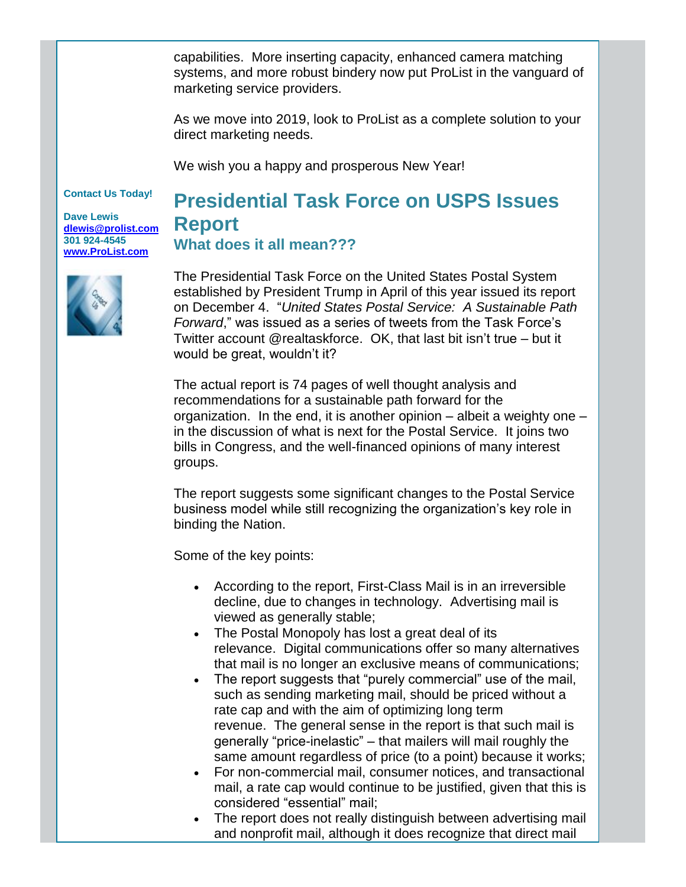capabilities. More inserting capacity, enhanced camera matching systems, and more robust bindery now put ProList in the vanguard of marketing service providers.

As we move into 2019, look to ProList as a complete solution to your direct marketing needs.

We wish you a happy and prosperous New Year!

**Contact Us Today!**

**Dave Lewis**
**dlewis@prolist.com**
**301 924-4545**
**www.ProList.com**

## Presidential Task Force on USPS Issues Report

### What does it all mean???

The Presidential Task Force on the United States Postal System established by President Trump in April of this year issued its report on December 4. "*United States Postal Service: A Sustainable Path Forward*," was issued as a series of tweets from the Task Force's Twitter account @realtaskforce. OK, that last bit isn't true – but it would be great, wouldn't it?

The actual report is 74 pages of well thought analysis and recommendations for a sustainable path forward for the organization. In the end, it is another opinion – albeit a weighty one – in the discussion of what is next for the Postal Service. It joins two bills in Congress, and the well-financed opinions of many interest groups.

The report suggests some significant changes to the Postal Service business model while still recognizing the organization's key role in binding the Nation.

Some of the key points:

- According to the report, First-Class Mail is in an irreversible decline, due to changes in technology. Advertising mail is viewed as generally stable;
- The Postal Monopoly has lost a great deal of its relevance. Digital communications offer so many alternatives that mail is no longer an exclusive means of communications;
- The report suggests that "purely commercial" use of the mail, such as sending marketing mail, should be priced without a rate cap and with the aim of optimizing long term revenue. The general sense in the report is that such mail is generally "price-inelastic" – that mailers will mail roughly the same amount regardless of price (to a point) because it works;
- For non-commercial mail, consumer notices, and transactional mail, a rate cap would continue to be justified, given that this is considered "essential" mail;
- The report does not really distinguish between advertising mail and nonprofit mail, although it does recognize that direct mail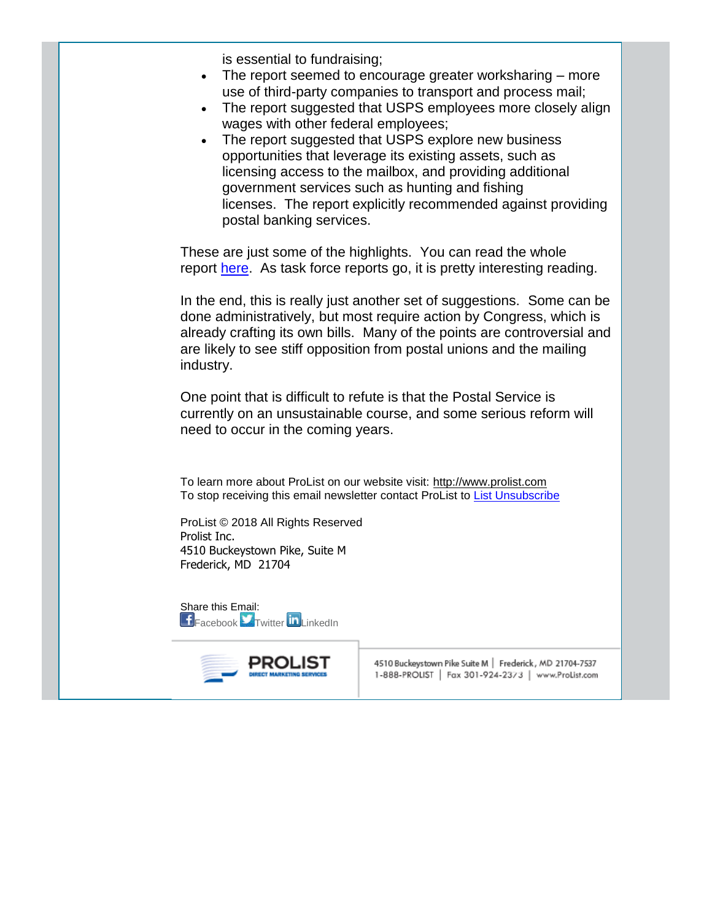is essential to fundraising;

- The report seemed to encourage greater worksharing – more use of third-party companies to transport and process mail;
- The report suggested that USPS employees more closely align wages with other federal employees;
- The report suggested that USPS explore new business opportunities that leverage its existing assets, such as licensing access to the mailbox, and providing additional government services such as hunting and fishing licenses. The report explicitly recommended against providing postal banking services.

These are just some of the highlights. You can read the whole report here. As task force reports go, it is pretty interesting reading.

In the end, this is really just another set of suggestions. Some can be done administratively, but most require action by Congress, which is already crafting its own bills. Many of the points are controversial and are likely to see stiff opposition from postal unions and the mailing industry.

One point that is difficult to refute is that the Postal Service is currently on an unsustainable course, and some serious reform will need to occur in the coming years.

To learn more about ProList on our website visit: http://www.prolist.com
To stop receiving this email newsletter contact ProList to List Unsubscribe

ProList © 2018 All Rights Reserved
Prolist Inc.
4510 Buckeystown Pike, Suite M
Frederick, MD 21704

Share this Email:
Facebook Twitter LinkedIn

PROLIST
DIRECT MARKETING SERVICES

4510 Buckeystown Pike Suite M | Frederick, MD 21704-7537
1-888-PROLIST | Fax 301-924-2373 | www.ProList.com